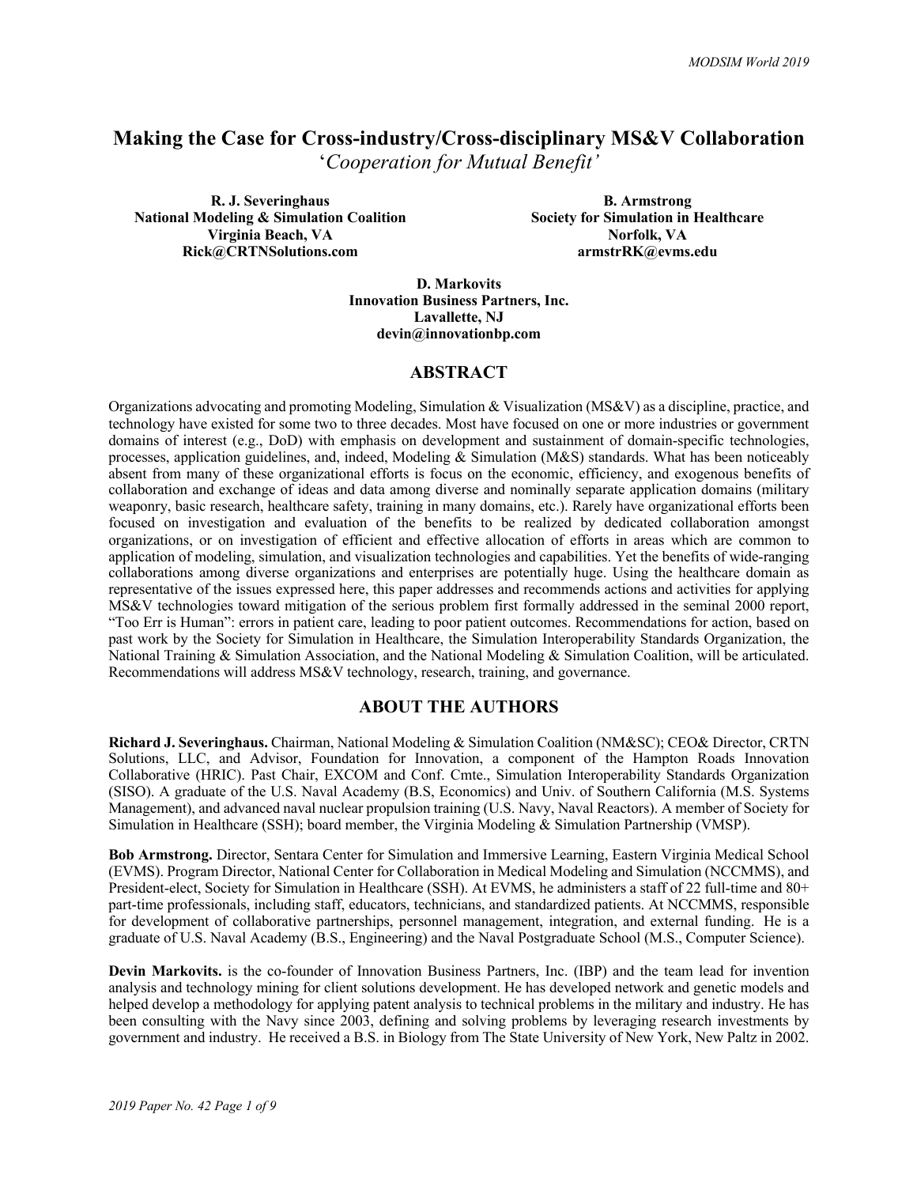# Making the Case for Cross-industry/Cross-disciplinary MS&V Collaboration

*'Cooperation for Mutual Benefit'*

**R. J. Severinghaus**
**National Modeling & Simulation Coalition**
**Virginia Beach, VA**
**Rick@CRTNSolutions.com**

**B. Armstrong**
**Society for Simulation in Healthcare**
**Norfolk, VA**
**armstrRK@evms.edu**

**D. Markovits**
**Innovation Business Partners, Inc.**
**Lavallette, NJ**
**devin@innovationbp.com**

## ABSTRACT

Organizations advocating and promoting Modeling, Simulation & Visualization (MS&V) as a discipline, practice, and technology have existed for some two to three decades. Most have focused on one or more industries or government domains of interest (e.g., DoD) with emphasis on development and sustainment of domain-specific technologies, processes, application guidelines, and, indeed, Modeling & Simulation (M&S) standards. What has been noticeably absent from many of these organizational efforts is focus on the economic, efficiency, and exogenous benefits of collaboration and exchange of ideas and data among diverse and nominally separate application domains (military weaponry, basic research, healthcare safety, training in many domains, etc.). Rarely have organizational efforts been focused on investigation and evaluation of the benefits to be realized by dedicated collaboration amongst organizations, or on investigation of efficient and effective allocation of efforts in areas which are common to application of modeling, simulation, and visualization technologies and capabilities. Yet the benefits of wide-ranging collaborations among diverse organizations and enterprises are potentially huge. Using the healthcare domain as representative of the issues expressed here, this paper addresses and recommends actions and activities for applying MS&V technologies toward mitigation of the serious problem first formally addressed in the seminal 2000 report, "Too Err is Human": errors in patient care, leading to poor patient outcomes. Recommendations for action, based on past work by the Society for Simulation in Healthcare, the Simulation Interoperability Standards Organization, the National Training & Simulation Association, and the National Modeling & Simulation Coalition, will be articulated. Recommendations will address MS&V technology, research, training, and governance.

## ABOUT THE AUTHORS

**Richard J. Severinghaus.** Chairman, National Modeling & Simulation Coalition (NM&SC); CEO& Director, CRTN Solutions, LLC, and Advisor, Foundation for Innovation, a component of the Hampton Roads Innovation Collaborative (HRIC). Past Chair, EXCOM and Conf. Cmte., Simulation Interoperability Standards Organization (SISO). A graduate of the U.S. Naval Academy (B.S, Economics) and Univ. of Southern California (M.S. Systems Management), and advanced naval nuclear propulsion training (U.S. Navy, Naval Reactors). A member of Society for Simulation in Healthcare (SSH); board member, the Virginia Modeling & Simulation Partnership (VMSP).

**Bob Armstrong.** Director, Sentara Center for Simulation and Immersive Learning, Eastern Virginia Medical School (EVMS). Program Director, National Center for Collaboration in Medical Modeling and Simulation (NCCMMS), and President-elect, Society for Simulation in Healthcare (SSH). At EVMS, he administers a staff of 22 full-time and 80+ part-time professionals, including staff, educators, technicians, and standardized patients. At NCCMMS, responsible for development of collaborative partnerships, personnel management, integration, and external funding. He is a graduate of U.S. Naval Academy (B.S., Engineering) and the Naval Postgraduate School (M.S., Computer Science).

**Devin Markovits.** is the co-founder of Innovation Business Partners, Inc. (IBP) and the team lead for invention analysis and technology mining for client solutions development. He has developed network and genetic models and helped develop a methodology for applying patent analysis to technical problems in the military and industry. He has been consulting with the Navy since 2003, defining and solving problems by leveraging research investments by government and industry. He received a B.S. in Biology from The State University of New York, New Paltz in 2002.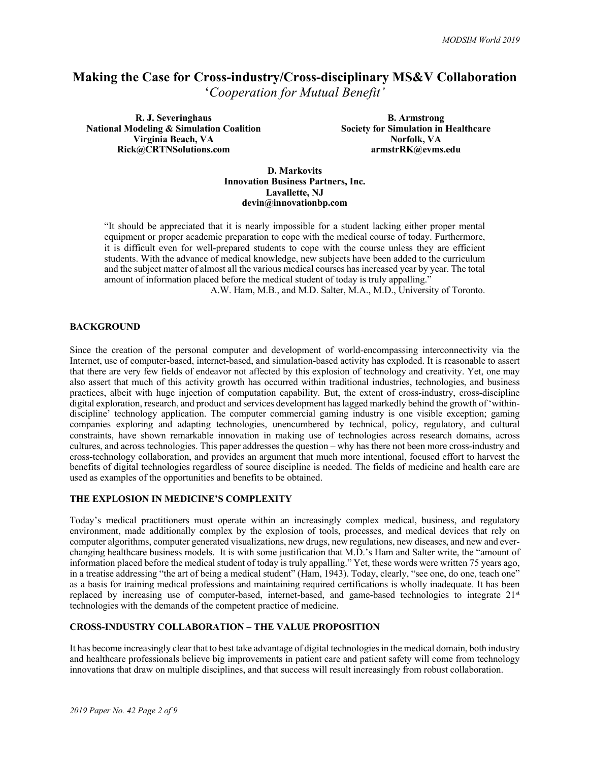# Making the Case for Cross-industry/Cross-disciplinary MS&V Collaboration

*'Cooperation for Mutual Benefit'*

**R. J. Severinghaus**
**National Modeling & Simulation Coalition**
**Virginia Beach, VA**
**Rick@CRTNSolutions.com**

**B. Armstrong**
**Society for Simulation in Healthcare**
**Norfolk, VA**
**armstrRK@evms.edu**

**D. Markovits**
**Innovation Business Partners, Inc.**
**Lavallette, NJ**
**devin@innovationbp.com**

> "It should be appreciated that it is nearly impossible for a student lacking either proper mental equipment or proper academic preparation to cope with the medical course of today. Furthermore, it is difficult even for well-prepared students to cope with the course unless they are efficient students. With the advance of medical knowledge, new subjects have been added to the curriculum and the subject matter of almost all the various medical courses has increased year by year. The total amount of information placed before the medical student of today is truly appalling."
>
> A.W. Ham, M.B., and M.D. Salter, M.A., M.D., University of Toronto.

## BACKGROUND

Since the creation of the personal computer and development of world-encompassing interconnectivity via the Internet, use of computer-based, internet-based, and simulation-based activity has exploded. It is reasonable to assert that there are very few fields of endeavor not affected by this explosion of technology and creativity. Yet, one may also assert that much of this activity growth has occurred within traditional industries, technologies, and business practices, albeit with huge injection of computation capability. But, the extent of cross-industry, cross-discipline digital exploration, research, and product and services development has lagged markedly behind the growth of 'within-discipline' technology application. The computer commercial gaming industry is one visible exception; gaming companies exploring and adapting technologies, unencumbered by technical, policy, regulatory, and cultural constraints, have shown remarkable innovation in making use of technologies across research domains, across cultures, and across technologies. This paper addresses the question – why has there not been more cross-industry and cross-technology collaboration, and provides an argument that much more intentional, focused effort to harvest the benefits of digital technologies regardless of source discipline is needed. The fields of medicine and health care are used as examples of the opportunities and benefits to be obtained.

## THE EXPLOSION IN MEDICINE'S COMPLEXITY

Today's medical practitioners must operate within an increasingly complex medical, business, and regulatory environment, made additionally complex by the explosion of tools, processes, and medical devices that rely on computer algorithms, computer generated visualizations, new drugs, new regulations, new diseases, and new and ever-changing healthcare business models. It is with some justification that M.D.'s Ham and Salter write, the "amount of information placed before the medical student of today is truly appalling." Yet, these words were written 75 years ago, in a treatise addressing "the art of being a medical student" (Ham, 1943). Today, clearly, "see one, do one, teach one" as a basis for training medical professions and maintaining required certifications is wholly inadequate. It has been replaced by increasing use of computer-based, internet-based, and game-based technologies to integrate 21st technologies with the demands of the competent practice of medicine.

## CROSS-INDUSTRY COLLABORATION – THE VALUE PROPOSITION

It has become increasingly clear that to best take advantage of digital technologies in the medical domain, both industry and healthcare professionals believe big improvements in patient care and patient safety will come from technology innovations that draw on multiple disciplines, and that success will result increasingly from robust collaboration.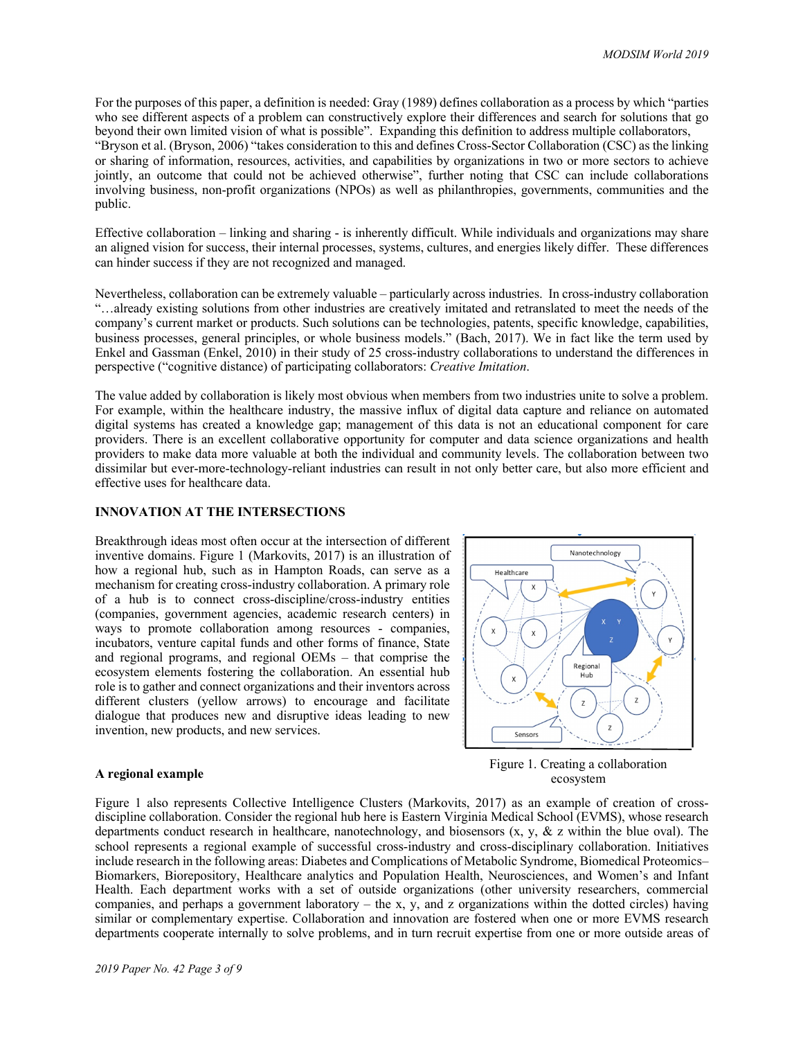For the purposes of this paper, a definition is needed: Gray (1989) defines collaboration as a process by which "parties who see different aspects of a problem can constructively explore their differences and search for solutions that go beyond their own limited vision of what is possible". Expanding this definition to address multiple collaborators, "Bryson et al. (Bryson, 2006) "takes consideration to this and defines Cross-Sector Collaboration (CSC) as the linking or sharing of information, resources, activities, and capabilities by organizations in two or more sectors to achieve jointly, an outcome that could not be achieved otherwise", further noting that CSC can include collaborations involving business, non-profit organizations (NPOs) as well as philanthropies, governments, communities and the public.

Effective collaboration – linking and sharing - is inherently difficult. While individuals and organizations may share an aligned vision for success, their internal processes, systems, cultures, and energies likely differ. These differences can hinder success if they are not recognized and managed.

Nevertheless, collaboration can be extremely valuable – particularly across industries. In cross-industry collaboration "…already existing solutions from other industries are creatively imitated and retranslated to meet the needs of the company's current market or products. Such solutions can be technologies, patents, specific knowledge, capabilities, business processes, general principles, or whole business models." (Bach, 2017). We in fact like the term used by Enkel and Gassman (Enkel, 2010) in their study of 25 cross-industry collaborations to understand the differences in perspective ("cognitive distance) of participating collaborators: *Creative Imitation*.

The value added by collaboration is likely most obvious when members from two industries unite to solve a problem. For example, within the healthcare industry, the massive influx of digital data capture and reliance on automated digital systems has created a knowledge gap; management of this data is not an educational component for care providers. There is an excellent collaborative opportunity for computer and data science organizations and health providers to make data more valuable at both the individual and community levels. The collaboration between two dissimilar but ever-more-technology-reliant industries can result in not only better care, but also more efficient and effective uses for healthcare data.

## INNOVATION AT THE INTERSECTIONS

Breakthrough ideas most often occur at the intersection of different inventive domains. Figure 1 (Markovits, 2017) is an illustration of how a regional hub, such as in Hampton Roads, can serve as a mechanism for creating cross-industry collaboration. A primary role of a hub is to connect cross-discipline/cross-industry entities (companies, government agencies, academic research centers) in ways to promote collaboration among resources - companies, incubators, venture capital funds and other forms of finance, State and regional programs, and regional OEMs – that comprise the ecosystem elements fostering the collaboration. An essential hub role is to gather and connect organizations and their inventors across different clusters (yellow arrows) to encourage and facilitate dialogue that produces new and disruptive ideas leading to new invention, new products, and new services.

Figure 1. Creating a collaboration ecosystem

### A regional example

Figure 1 also represents Collective Intelligence Clusters (Markovits, 2017) as an example of creation of cross-discipline collaboration. Consider the regional hub here is Eastern Virginia Medical School (EVMS), whose research departments conduct research in healthcare, nanotechnology, and biosensors (x, y, & z within the blue oval). The school represents a regional example of successful cross-industry and cross-disciplinary collaboration. Initiatives include research in the following areas: Diabetes and Complications of Metabolic Syndrome, Biomedical Proteomics–Biomarkers, Biorepository, Healthcare analytics and Population Health, Neurosciences, and Women's and Infant Health. Each department works with a set of outside organizations (other university researchers, commercial companies, and perhaps a government laboratory – the x, y, and z organizations within the dotted circles) having similar or complementary expertise. Collaboration and innovation are fostered when one or more EVMS research departments cooperate internally to solve problems, and in turn recruit expertise from one or more outside areas of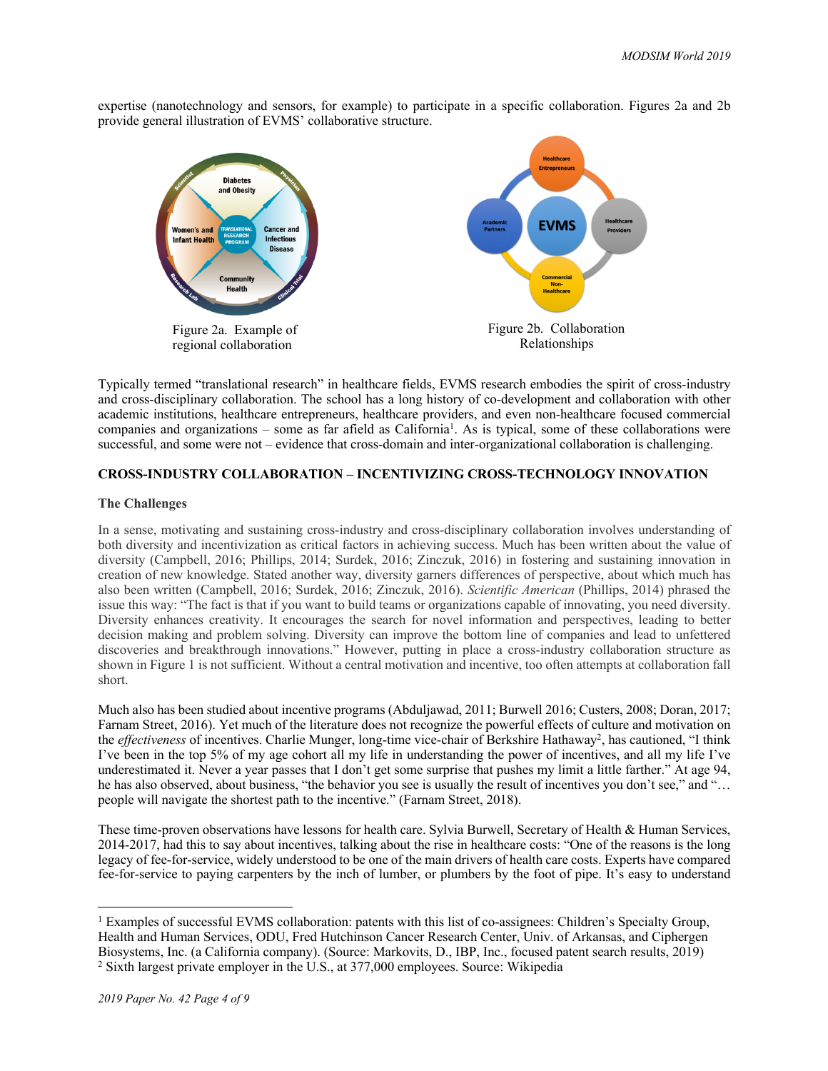expertise (nanotechnology and sensors, for example) to participate in a specific collaboration. Figures 2a and 2b provide general illustration of EVMS' collaborative structure.

Figure 2a. Example of regional collaboration

Figure 2b. Collaboration Relationships

Typically termed "translational research" in healthcare fields, EVMS research embodies the spirit of cross-industry and cross-disciplinary collaboration. The school has a long history of co-development and collaboration with other academic institutions, healthcare entrepreneurs, healthcare providers, and even non-healthcare focused commercial companies and organizations – some as far afield as California[1]. As is typical, some of these collaborations were successful, and some were not – evidence that cross-domain and inter-organizational collaboration is challenging.

## CROSS-INDUSTRY COLLABORATION – INCENTIVIZING CROSS-TECHNOLOGY INNOVATION

### The Challenges

In a sense, motivating and sustaining cross-industry and cross-disciplinary collaboration involves understanding of both diversity and incentivization as critical factors in achieving success. Much has been written about the value of diversity (Campbell, 2016; Phillips, 2014; Surdek, 2016; Zinczuk, 2016) in fostering and sustaining innovation in creation of new knowledge. Stated another way, diversity garners differences of perspective, about which much has also been written (Campbell, 2016; Surdek, 2016; Zinczuk, 2016). *Scientific American* (Phillips, 2014) phrased the issue this way: "The fact is that if you want to build teams or organizations capable of innovating, you need diversity. Diversity enhances creativity. It encourages the search for novel information and perspectives, leading to better decision making and problem solving. Diversity can improve the bottom line of companies and lead to unfettered discoveries and breakthrough innovations." However, putting in place a cross-industry collaboration structure as shown in Figure 1 is not sufficient. Without a central motivation and incentive, too often attempts at collaboration fall short.

Much also has been studied about incentive programs (Abduljawad, 2011; Burwell 2016; Custers, 2008; Doran, 2017; Farnam Street, 2016). Yet much of the literature does not recognize the powerful effects of culture and motivation on the *effectiveness* of incentives. Charlie Munger, long-time vice-chair of Berkshire Hathaway[2], has cautioned, "I think I've been in the top 5% of my age cohort all my life in understanding the power of incentives, and all my life I've underestimated it. Never a year passes that I don't get some surprise that pushes my limit a little farther." At age 94, he has also observed, about business, "the behavior you see is usually the result of incentives you don't see," and "… people will navigate the shortest path to the incentive." (Farnam Street, 2018).

These time-proven observations have lessons for health care. Sylvia Burwell, Secretary of Health & Human Services, 2014-2017, had this to say about incentives, talking about the rise in healthcare costs: "One of the reasons is the long legacy of fee-for-service, widely understood to be one of the main drivers of health care costs. Experts have compared fee-for-service to paying carpenters by the inch of lumber, or plumbers by the foot of pipe. It's easy to understand

---

[1] Examples of successful EVMS collaboration: patents with this list of co-assignees: Children's Specialty Group, Health and Human Services, ODU, Fred Hutchinson Cancer Research Center, Univ. of Arkansas, and Ciphergen Biosystems, Inc. (a California company). (Source: Markovits, D., IBP, Inc., focused patent search results, 2019)

[2] Sixth largest private employer in the U.S., at 377,000 employees. Source: Wikipedia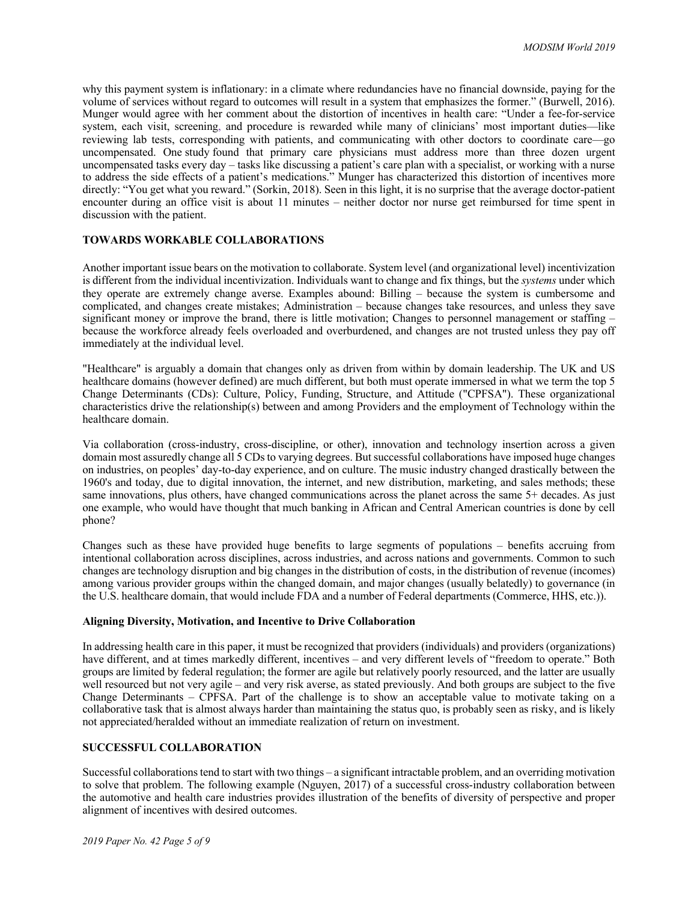why this payment system is inflationary: in a climate where redundancies have no financial downside, paying for the volume of services without regard to outcomes will result in a system that emphasizes the former." (Burwell, 2016). Munger would agree with her comment about the distortion of incentives in health care: "Under a fee-for-service system, each visit, screening, and procedure is rewarded while many of clinicians' most important duties—like reviewing lab tests, corresponding with patients, and communicating with other doctors to coordinate care—go uncompensated. One study found that primary care physicians must address more than three dozen urgent uncompensated tasks every day – tasks like discussing a patient's care plan with a specialist, or working with a nurse to address the side effects of a patient's medications." Munger has characterized this distortion of incentives more directly: "You get what you reward." (Sorkin, 2018). Seen in this light, it is no surprise that the average doctor-patient encounter during an office visit is about 11 minutes – neither doctor nor nurse get reimbursed for time spent in discussion with the patient.

## TOWARDS WORKABLE COLLABORATIONS

Another important issue bears on the motivation to collaborate. System level (and organizational level) incentivization is different from the individual incentivization. Individuals want to change and fix things, but the *systems* under which they operate are extremely change averse. Examples abound: Billing – because the system is cumbersome and complicated, and changes create mistakes; Administration – because changes take resources, and unless they save significant money or improve the brand, there is little motivation; Changes to personnel management or staffing – because the workforce already feels overloaded and overburdened, and changes are not trusted unless they pay off immediately at the individual level.

"Healthcare" is arguably a domain that changes only as driven from within by domain leadership. The UK and US healthcare domains (however defined) are much different, but both must operate immersed in what we term the top 5 Change Determinants (CDs): Culture, Policy, Funding, Structure, and Attitude ("CPFSA"). These organizational characteristics drive the relationship(s) between and among Providers and the employment of Technology within the healthcare domain.

Via collaboration (cross-industry, cross-discipline, or other), innovation and technology insertion across a given domain most assuredly change all 5 CDs to varying degrees. But successful collaborations have imposed huge changes on industries, on peoples' day-to-day experience, and on culture. The music industry changed drastically between the 1960's and today, due to digital innovation, the internet, and new distribution, marketing, and sales methods; these same innovations, plus others, have changed communications across the planet across the same 5+ decades. As just one example, who would have thought that much banking in African and Central American countries is done by cell phone?

Changes such as these have provided huge benefits to large segments of populations – benefits accruing from intentional collaboration across disciplines, across industries, and across nations and governments. Common to such changes are technology disruption and big changes in the distribution of costs, in the distribution of revenue (incomes) among various provider groups within the changed domain, and major changes (usually belatedly) to governance (in the U.S. healthcare domain, that would include FDA and a number of Federal departments (Commerce, HHS, etc.)).

### Aligning Diversity, Motivation, and Incentive to Drive Collaboration

In addressing health care in this paper, it must be recognized that providers (individuals) and providers (organizations) have different, and at times markedly different, incentives – and very different levels of "freedom to operate." Both groups are limited by federal regulation; the former are agile but relatively poorly resourced, and the latter are usually well resourced but not very agile – and very risk averse, as stated previously. And both groups are subject to the five Change Determinants – CPFSA. Part of the challenge is to show an acceptable value to motivate taking on a collaborative task that is almost always harder than maintaining the status quo, is probably seen as risky, and is likely not appreciated/heralded without an immediate realization of return on investment.

## SUCCESSFUL COLLABORATION

Successful collaborations tend to start with two things – a significant intractable problem, and an overriding motivation to solve that problem. The following example (Nguyen, 2017) of a successful cross-industry collaboration between the automotive and health care industries provides illustration of the benefits of diversity of perspective and proper alignment of incentives with desired outcomes.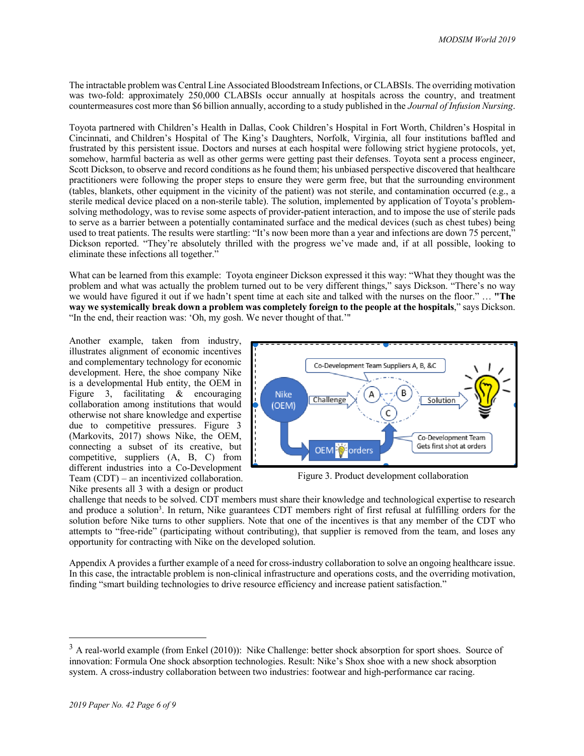The intractable problem was Central Line Associated Bloodstream Infections, or CLABSIs. The overriding motivation was two-fold: approximately 250,000 CLABSIs occur annually at hospitals across the country, and treatment countermeasures cost more than $6 billion annually, according to a study published in the *Journal of Infusion Nursing*.

Toyota partnered with Children's Health in Dallas, Cook Children's Hospital in Fort Worth, Children's Hospital in Cincinnati, and Children's Hospital of The King's Daughters, Norfolk, Virginia, all four institutions baffled and frustrated by this persistent issue. Doctors and nurses at each hospital were following strict hygiene protocols, yet, somehow, harmful bacteria as well as other germs were getting past their defenses. Toyota sent a process engineer, Scott Dickson, to observe and record conditions as he found them; his unbiased perspective discovered that healthcare practitioners were following the proper steps to ensure they were germ free, but that the surrounding environment (tables, blankets, other equipment in the vicinity of the patient) was not sterile, and contamination occurred (e.g., a sterile medical device placed on a non-sterile table). The solution, implemented by application of Toyota's problem-solving methodology, was to revise some aspects of provider-patient interaction, and to impose the use of sterile pads to serve as a barrier between a potentially contaminated surface and the medical devices (such as chest tubes) being used to treat patients. The results were startling: "It's now been more than a year and infections are down 75 percent," Dickson reported. "They're absolutely thrilled with the progress we've made and, if at all possible, looking to eliminate these infections all together."

What can be learned from this example: Toyota engineer Dickson expressed it this way: "What they thought was the problem and what was actually the problem turned out to be very different things," says Dickson. "There's no way we would have figured it out if we hadn't spent time at each site and talked with the nurses on the floor." … **"The way we systemically break down a problem was completely foreign to the people at the hospitals**," says Dickson. "In the end, their reaction was: 'Oh, my gosh. We never thought of that.'"

Another example, taken from industry, illustrates alignment of economic incentives and complementary technology for economic development. Here, the shoe company Nike is a developmental Hub entity, the OEM in Figure 3, facilitating & encouraging collaboration among institutions that would otherwise not share knowledge and expertise due to competitive pressures. Figure 3 (Markovits, 2017) shows Nike, the OEM, connecting a subset of its creative, but competitive, suppliers (A, B, C) from different industries into a Co-Development Team (CDT) – an incentivized collaboration. Nike presents all 3 with a design or product challenge that needs to be solved. CDT members must share their knowledge and technological expertise to research and produce a solution[3]. In return, Nike guarantees CDT members right of first refusal at fulfilling orders for the solution before Nike turns to other suppliers. Note that one of the incentives is that any member of the CDT who attempts to "free-ride" (participating without contributing), that supplier is removed from the team, and loses any opportunity for contracting with Nike on the developed solution.

Figure 3. Product development collaboration

Appendix A provides a further example of a need for cross-industry collaboration to solve an ongoing healthcare issue. In this case, the intractable problem is non-clinical infrastructure and operations costs, and the overriding motivation, finding "smart building technologies to drive resource efficiency and increase patient satisfaction."

---

[3] A real-world example (from Enkel (2010)): Nike Challenge: better shock absorption for sport shoes. Source of innovation: Formula One shock absorption technologies. Result: Nike's Shox shoe with a new shock absorption system. A cross-industry collaboration between two industries: footwear and high-performance car racing.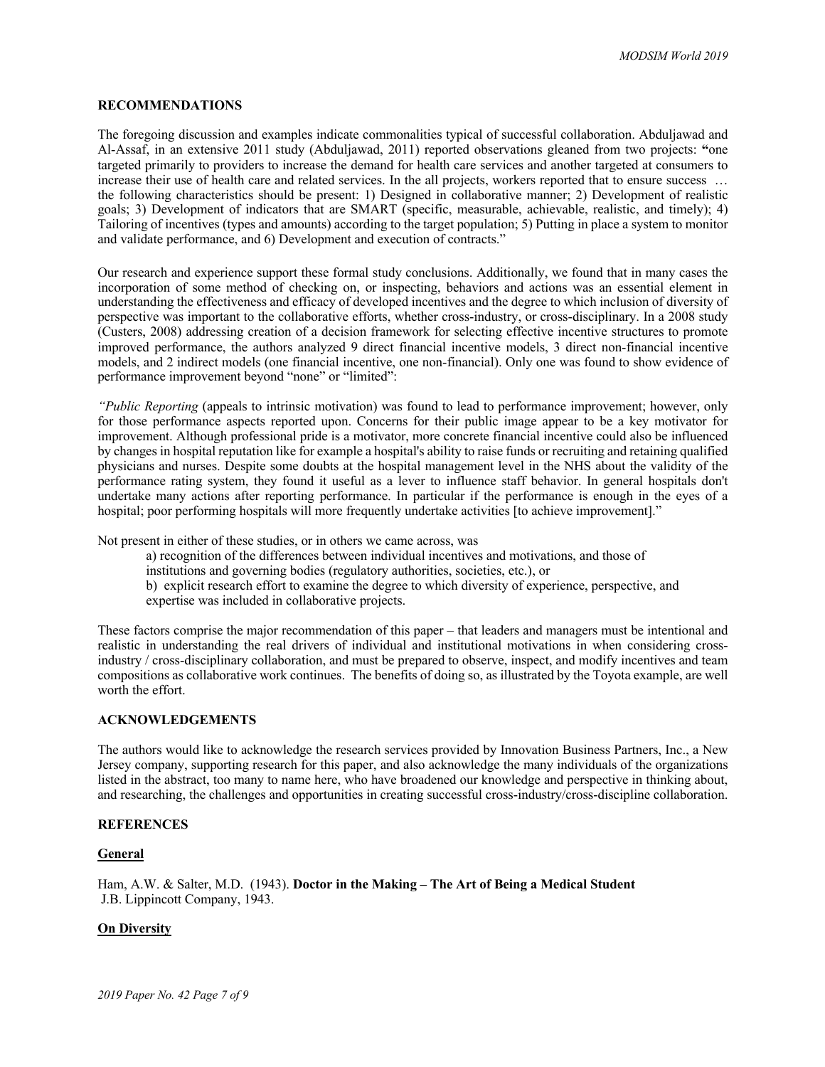## RECOMMENDATIONS

The foregoing discussion and examples indicate commonalities typical of successful collaboration. Abduljawad and Al-Assaf, in an extensive 2011 study (Abduljawad, 2011) reported observations gleaned from two projects: **"**one targeted primarily to providers to increase the demand for health care services and another targeted at consumers to increase their use of health care and related services. In the all projects, workers reported that to ensure success … the following characteristics should be present: 1) Designed in collaborative manner; 2) Development of realistic goals; 3) Development of indicators that are SMART (specific, measurable, achievable, realistic, and timely); 4) Tailoring of incentives (types and amounts) according to the target population; 5) Putting in place a system to monitor and validate performance, and 6) Development and execution of contracts."

Our research and experience support these formal study conclusions. Additionally, we found that in many cases the incorporation of some method of checking on, or inspecting, behaviors and actions was an essential element in understanding the effectiveness and efficacy of developed incentives and the degree to which inclusion of diversity of perspective was important to the collaborative efforts, whether cross-industry, or cross-disciplinary. In a 2008 study (Custers, 2008) addressing creation of a decision framework for selecting effective incentive structures to promote improved performance, the authors analyzed 9 direct financial incentive models, 3 direct non-financial incentive models, and 2 indirect models (one financial incentive, one non-financial). Only one was found to show evidence of performance improvement beyond "none" or "limited":

*"Public Reporting* (appeals to intrinsic motivation) was found to lead to performance improvement; however, only for those performance aspects reported upon. Concerns for their public image appear to be a key motivator for improvement. Although professional pride is a motivator, more concrete financial incentive could also be influenced by changes in hospital reputation like for example a hospital's ability to raise funds or recruiting and retaining qualified physicians and nurses. Despite some doubts at the hospital management level in the NHS about the validity of the performance rating system, they found it useful as a lever to influence staff behavior. In general hospitals don't undertake many actions after reporting performance. In particular if the performance is enough in the eyes of a hospital; poor performing hospitals will more frequently undertake activities [to achieve improvement]."

Not present in either of these studies, or in others we came across, was

a) recognition of the differences between individual incentives and motivations, and those of institutions and governing bodies (regulatory authorities, societies, etc.), or

b) explicit research effort to examine the degree to which diversity of experience, perspective, and expertise was included in collaborative projects.

These factors comprise the major recommendation of this paper – that leaders and managers must be intentional and realistic in understanding the real drivers of individual and institutional motivations in when considering cross-industry / cross-disciplinary collaboration, and must be prepared to observe, inspect, and modify incentives and team compositions as collaborative work continues. The benefits of doing so, as illustrated by the Toyota example, are well worth the effort.

## ACKNOWLEDGEMENTS

The authors would like to acknowledge the research services provided by Innovation Business Partners, Inc., a New Jersey company, supporting research for this paper, and also acknowledge the many individuals of the organizations listed in the abstract, too many to name here, who have broadened our knowledge and perspective in thinking about, and researching, the challenges and opportunities in creating successful cross-industry/cross-discipline collaboration.

## REFERENCES

### General

Ham, A.W. & Salter, M.D. (1943). **Doctor in the Making – The Art of Being a Medical Student** J.B. Lippincott Company, 1943.

### On Diversity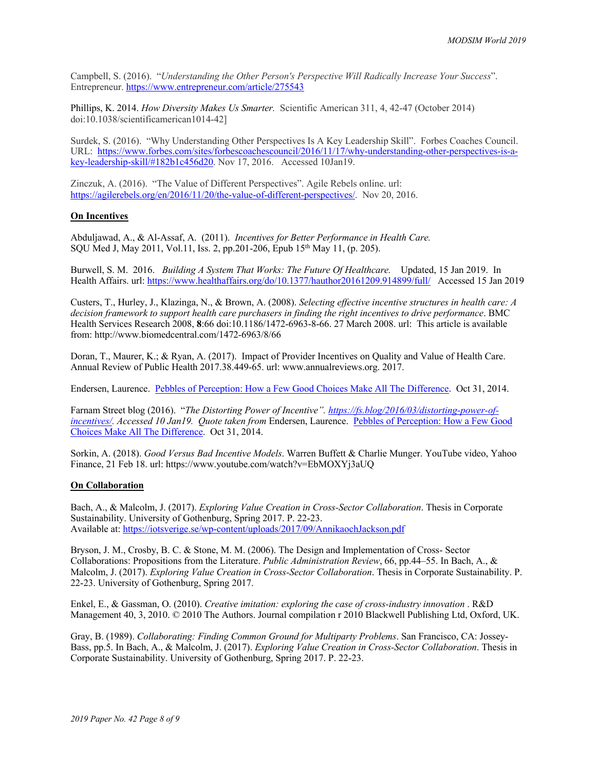Campbell, S. (2016). "*Understanding the Other Person's Perspective Will Radically Increase Your Success*". Entrepreneur. https://www.entrepreneur.com/article/275543

Phillips, K. 2014. *How Diversity Makes Us Smarter.* Scientific American 311, 4, 42-47 (October 2014) doi:10.1038/scientificamerican1014-42]

Surdek, S. (2016). "Why Understanding Other Perspectives Is A Key Leadership Skill". Forbes Coaches Council. URL: https://www.forbes.com/sites/forbescoachescouncil/2016/11/17/why-understanding-other-perspectives-is-a-key-leadership-skill/#182b1c456d20. Nov 17, 2016. Accessed 10Jan19.

Zinczuk, A. (2016). "The Value of Different Perspectives". Agile Rebels online. url: https://agilerebels.org/en/2016/11/20/the-value-of-different-perspectives/. Nov 20, 2016.

**On Incentives**

Abduljawad, A., & Al-Assaf, A. (2011). *Incentives for Better Performance in Health Care.* SQU Med J, May 2011, Vol.11, Iss. 2, pp.201-206, Epub 15th May 11, (p. 205).

Burwell, S. M. 2016. *Building A System That Works: The Future Of Healthcare.* Updated, 15 Jan 2019. In Health Affairs. url: https://www.healthaffairs.org/do/10.1377/hauthor20161209.914899/full/ Accessed 15 Jan 2019

Custers, T., Hurley, J., Klazinga, N., & Brown, A. (2008). *Selecting effective incentive structures in health care: A decision framework to support health care purchasers in finding the right incentives to drive performance*. BMC Health Services Research 2008, **8**:66 doi:10.1186/1472-6963-8-66. 27 March 2008. url: This article is available from: http://www.biomedcentral.com/1472-6963/8/66

Doran, T., Maurer, K.; & Ryan, A. (2017). Impact of Provider Incentives on Quality and Value of Health Care. Annual Review of Public Health 2017.38.449-65. url: www.annualreviews.org. 2017.

Endersen, Laurence. Pebbles of Perception: How a Few Good Choices Make All The Difference. Oct 31, 2014.

Farnam Street blog (2016). "*The Distorting Power of Incentive". https://fs.blog/2016/03/distorting-power-of-incentives/. Accessed 10 Jan19. Quote taken from* Endersen, Laurence. Pebbles of Perception: How a Few Good Choices Make All The Difference. Oct 31, 2014.

Sorkin, A. (2018). *Good Versus Bad Incentive Models*. Warren Buffett & Charlie Munger. YouTube video, Yahoo Finance, 21 Feb 18. url: https://www.youtube.com/watch?v=EbMOXYj3aUQ

**On Collaboration**

Bach, A., & Malcolm, J. (2017). *Exploring Value Creation in Cross-Sector Collaboration*. Thesis in Corporate Sustainability. University of Gothenburg, Spring 2017. P. 22-23.
Available at: https://iotsverige.se/wp-content/uploads/2017/09/AnnikaochJackson.pdf

Bryson, J. M., Crosby, B. C. & Stone, M. M. (2006). The Design and Implementation of Cross- Sector Collaborations: Propositions from the Literature. *Public Administration Review*, 66, pp.44–55. In Bach, A., & Malcolm, J. (2017). *Exploring Value Creation in Cross-Sector Collaboration*. Thesis in Corporate Sustainability. P. 22-23. University of Gothenburg, Spring 2017.

Enkel, E., & Gassman, O. (2010). *Creative imitation: exploring the case of cross-industry innovation* . R&D Management 40, 3, 2010. © 2010 The Authors. Journal compilation r 2010 Blackwell Publishing Ltd, Oxford, UK.

Gray, B. (1989). *Collaborating: Finding Common Ground for Multiparty Problems*. San Francisco, CA: Jossey-Bass, pp.5. In Bach, A., & Malcolm, J. (2017). *Exploring Value Creation in Cross-Sector Collaboration*. Thesis in Corporate Sustainability. University of Gothenburg, Spring 2017. P. 22-23.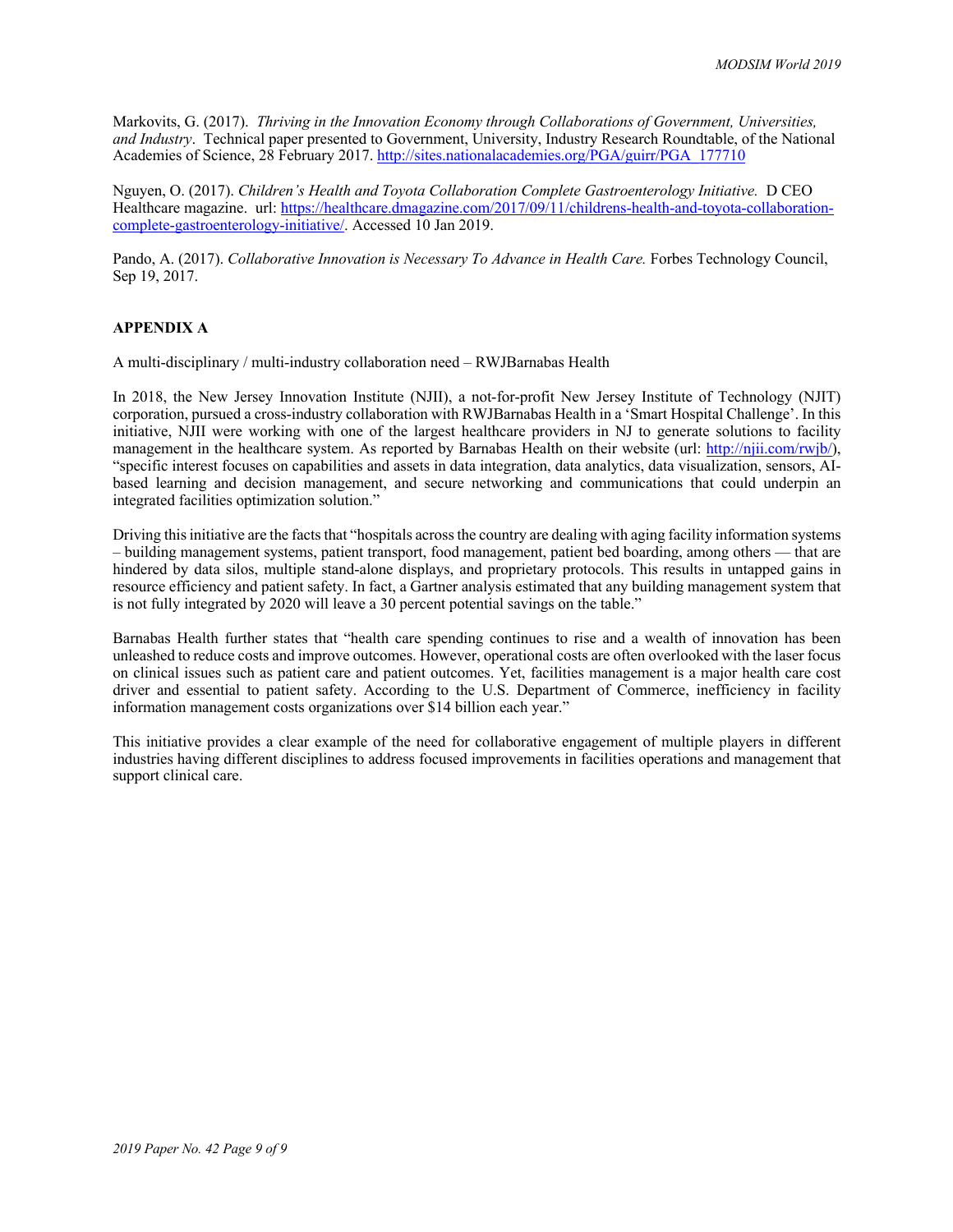Markovits, G. (2017). *Thriving in the Innovation Economy through Collaborations of Government, Universities, and Industry*. Technical paper presented to Government, University, Industry Research Roundtable, of the National Academies of Science, 28 February 2017. http://sites.nationalacademies.org/PGA/guirr/PGA_177710

Nguyen, O. (2017). *Children's Health and Toyota Collaboration Complete Gastroenterology Initiative.* D CEO Healthcare magazine. url: https://healthcare.dmagazine.com/2017/09/11/childrens-health-and-toyota-collaboration-complete-gastroenterology-initiative/. Accessed 10 Jan 2019.

Pando, A. (2017). *Collaborative Innovation is Necessary To Advance in Health Care.* Forbes Technology Council, Sep 19, 2017.

## APPENDIX A

A multi-disciplinary / multi-industry collaboration need – RWJBarnabas Health

In 2018, the New Jersey Innovation Institute (NJII), a not-for-profit New Jersey Institute of Technology (NJIT) corporation, pursued a cross-industry collaboration with RWJBarnabas Health in a 'Smart Hospital Challenge'. In this initiative, NJII were working with one of the largest healthcare providers in NJ to generate solutions to facility management in the healthcare system. As reported by Barnabas Health on their website (url: http://njii.com/rwjb/), "specific interest focuses on capabilities and assets in data integration, data analytics, data visualization, sensors, AI-based learning and decision management, and secure networking and communications that could underpin an integrated facilities optimization solution."

Driving this initiative are the facts that "hospitals across the country are dealing with aging facility information systems – building management systems, patient transport, food management, patient bed boarding, among others — that are hindered by data silos, multiple stand-alone displays, and proprietary protocols. This results in untapped gains in resource efficiency and patient safety. In fact, a Gartner analysis estimated that any building management system that is not fully integrated by 2020 will leave a 30 percent potential savings on the table."

Barnabas Health further states that "health care spending continues to rise and a wealth of innovation has been unleashed to reduce costs and improve outcomes. However, operational costs are often overlooked with the laser focus on clinical issues such as patient care and patient outcomes. Yet, facilities management is a major health care cost driver and essential to patient safety. According to the U.S. Department of Commerce, inefficiency in facility information management costs organizations over $14 billion each year."

This initiative provides a clear example of the need for collaborative engagement of multiple players in different industries having different disciplines to address focused improvements in facilities operations and management that support clinical care.